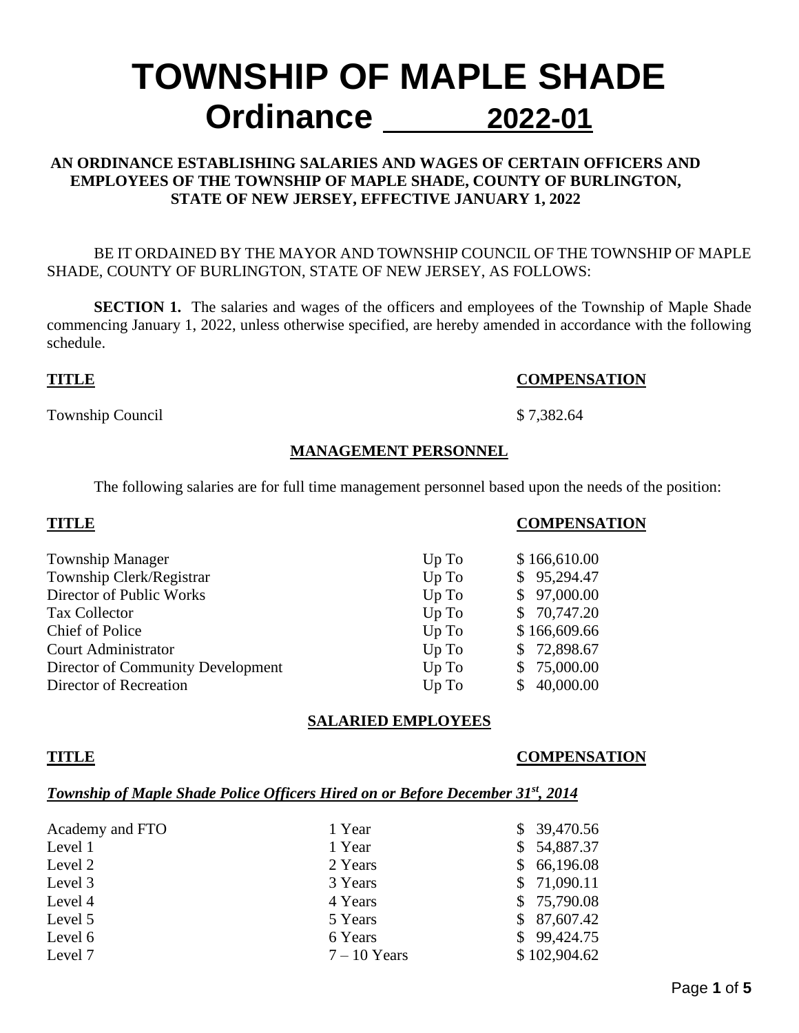# TOWNSHIP OF MAPLE SHADE
# Ordinance 2022-01

**AN ORDINANCE ESTABLISHING SALARIES AND WAGES OF CERTAIN OFFICERS AND EMPLOYEES OF THE TOWNSHIP OF MAPLE SHADE, COUNTY OF BURLINGTON, STATE OF NEW JERSEY, EFFECTIVE JANUARY 1, 2022**

BE IT ORDAINED BY THE MAYOR AND TOWNSHIP COUNCIL OF THE TOWNSHIP OF MAPLE SHADE, COUNTY OF BURLINGTON, STATE OF NEW JERSEY, AS FOLLOWS:

**SECTION 1.** The salaries and wages of the officers and employees of the Township of Maple Shade commencing January 1, 2022, unless otherwise specified, are hereby amended in accordance with the following schedule.

| TITLE | COMPENSATION |
|---|---|
| Township Council | $ 7,382.64 |

**MANAGEMENT PERSONNEL**

The following salaries are for full time management personnel based upon the needs of the position:

| TITLE | | COMPENSATION |
|---|---|---|
| Township Manager | Up To | $ 166,610.00 |
| Township Clerk/Registrar | Up To | $ 95,294.47 |
| Director of Public Works | Up To | $ 97,000.00 |
| Tax Collector | Up To | $ 70,747.20 |
| Chief of Police | Up To | $ 166,609.66 |
| Court Administrator | Up To | $ 72,898.67 |
| Director of Community Development | Up To | $ 75,000.00 |
| Director of Recreation | Up To | $ 40,000.00 |

**SALARIED EMPLOYEES**

**TITLE** **COMPENSATION**

***Township of Maple Shade Police Officers Hired on or Before December 31st, 2014***

| TITLE | | COMPENSATION |
|---|---|---|
| Academy and FTO | 1 Year | $ 39,470.56 |
| Level 1 | 1 Year | $ 54,887.37 |
| Level 2 | 2 Years | $ 66,196.08 |
| Level 3 | 3 Years | $ 71,090.11 |
| Level 4 | 4 Years | $ 75,790.08 |
| Level 5 | 5 Years | $ 87,607.42 |
| Level 6 | 6 Years | $ 99,424.75 |
| Level 7 | 7 – 10 Years | $ 102,904.62 |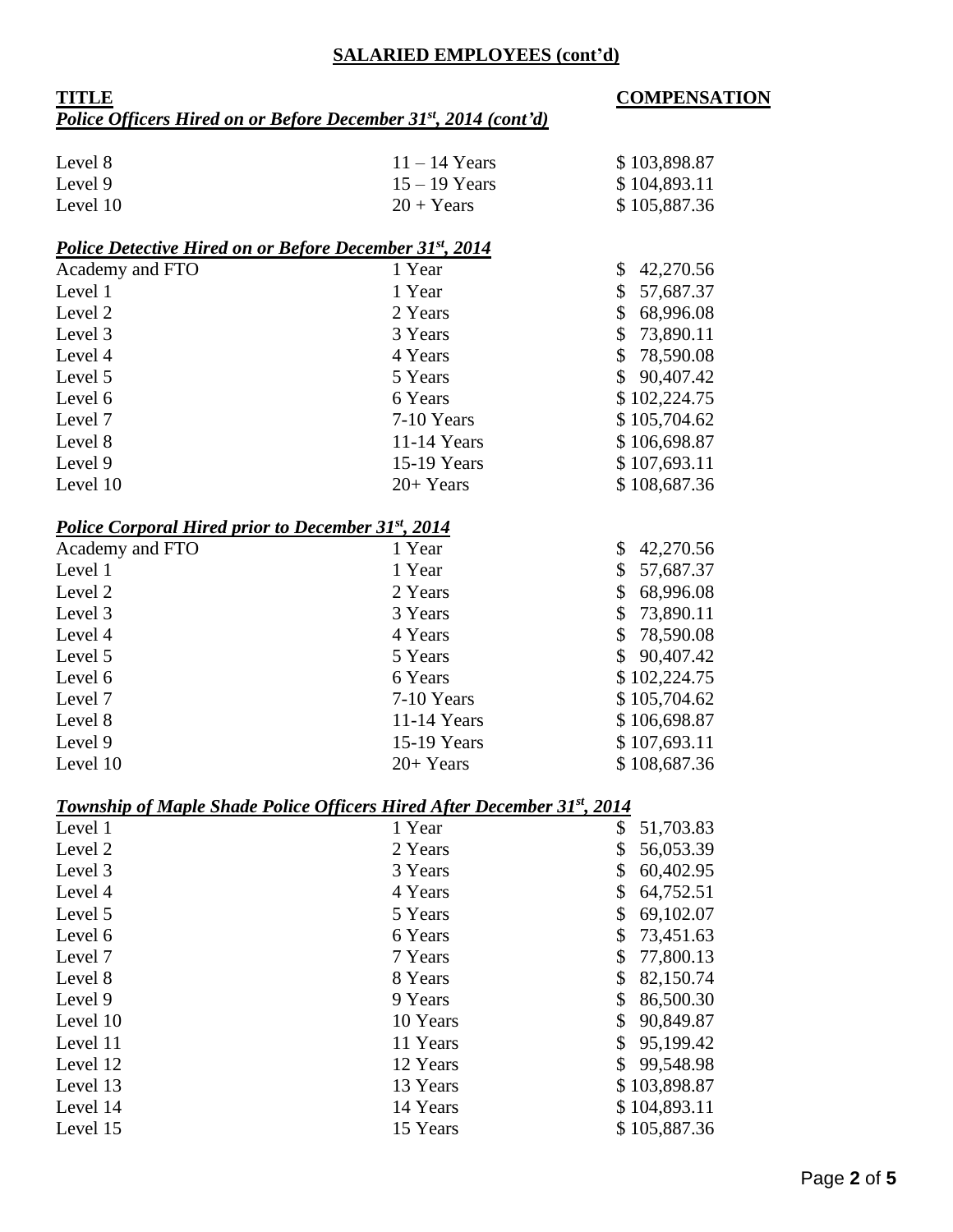## SALARIED EMPLOYEES (cont'd)

| TITLE | | COMPENSATION |
|---|---|---|
| ***Police Officers Hired on or Before December 31st, 2014 (cont'd)*** | | |
| Level 8 | 11 – 14 Years | $ 103,898.87 |
| Level 9 | 15 – 19 Years | $ 104,893.11 |
| Level 10 | 20 + Years | $ 105,887.36 |
| ***Police Detective Hired on or Before December 31st, 2014*** | | |
| Academy and FTO | 1 Year | $ 42,270.56 |
| Level 1 | 1 Year | $ 57,687.37 |
| Level 2 | 2 Years | $ 68,996.08 |
| Level 3 | 3 Years | $ 73,890.11 |
| Level 4 | 4 Years | $ 78,590.08 |
| Level 5 | 5 Years | $ 90,407.42 |
| Level 6 | 6 Years | $ 102,224.75 |
| Level 7 | 7-10 Years | $ 105,704.62 |
| Level 8 | 11-14 Years | $ 106,698.87 |
| Level 9 | 15-19 Years | $ 107,693.11 |
| Level 10 | 20+ Years | $ 108,687.36 |
| ***Police Corporal Hired prior to December 31st, 2014*** | | |
| Academy and FTO | 1 Year | $ 42,270.56 |
| Level 1 | 1 Year | $ 57,687.37 |
| Level 2 | 2 Years | $ 68,996.08 |
| Level 3 | 3 Years | $ 73,890.11 |
| Level 4 | 4 Years | $ 78,590.08 |
| Level 5 | 5 Years | $ 90,407.42 |
| Level 6 | 6 Years | $ 102,224.75 |
| Level 7 | 7-10 Years | $ 105,704.62 |
| Level 8 | 11-14 Years | $ 106,698.87 |
| Level 9 | 15-19 Years | $ 107,693.11 |
| Level 10 | 20+ Years | $ 108,687.36 |
| ***Township of Maple Shade Police Officers Hired After December 31st, 2014*** | | |
| Level 1 | 1 Year | $ 51,703.83 |
| Level 2 | 2 Years | $ 56,053.39 |
| Level 3 | 3 Years | $ 60,402.95 |
| Level 4 | 4 Years | $ 64,752.51 |
| Level 5 | 5 Years | $ 69,102.07 |
| Level 6 | 6 Years | $ 73,451.63 |
| Level 7 | 7 Years | $ 77,800.13 |
| Level 8 | 8 Years | $ 82,150.74 |
| Level 9 | 9 Years | $ 86,500.30 |
| Level 10 | 10 Years | $ 90,849.87 |
| Level 11 | 11 Years | $ 95,199.42 |
| Level 12 | 12 Years | $ 99,548.98 |
| Level 13 | 13 Years | $ 103,898.87 |
| Level 14 | 14 Years | $ 104,893.11 |
| Level 15 | 15 Years | $ 105,887.36 |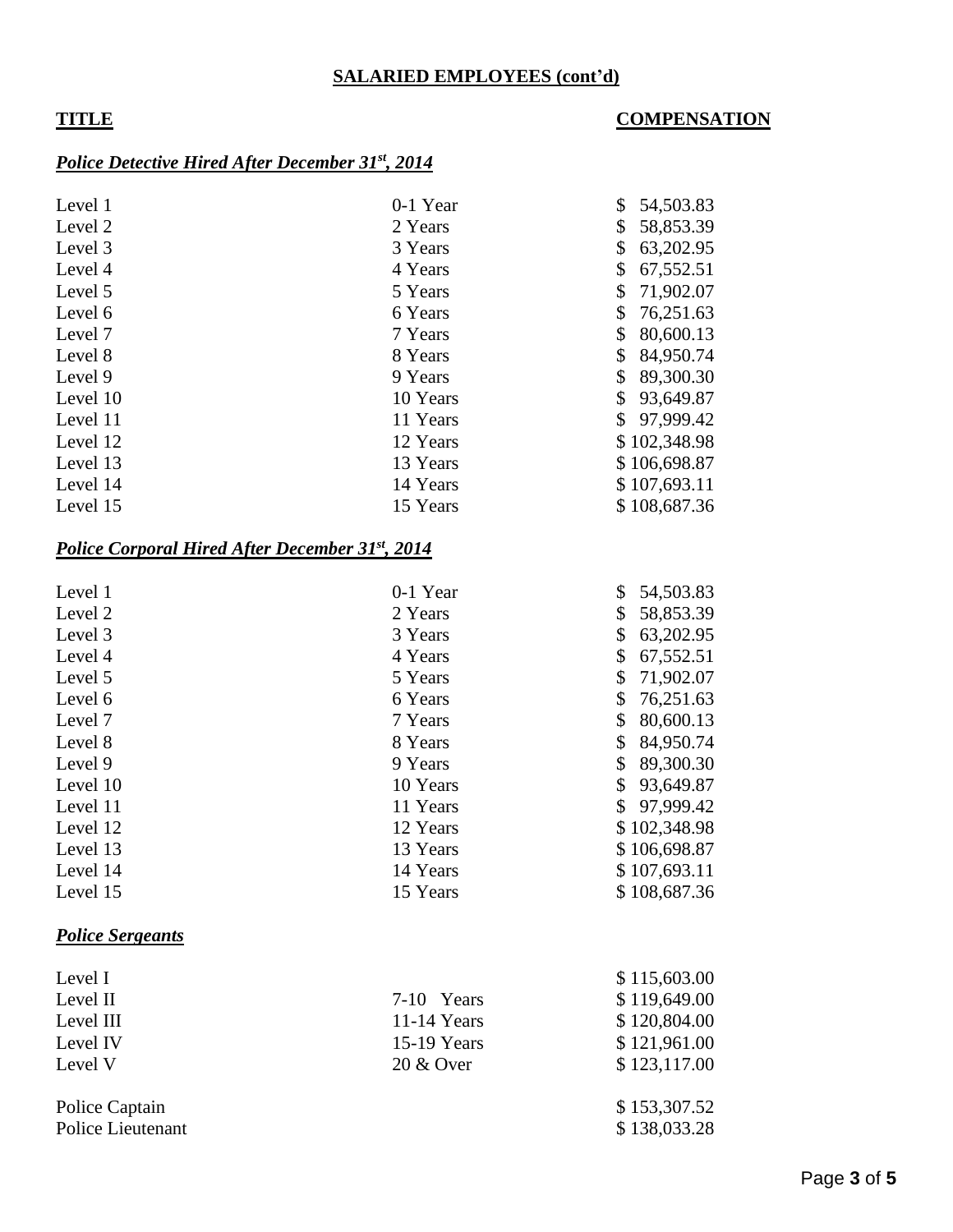**SALARIED EMPLOYEES (cont'd)**

| **TITLE** | | **COMPENSATION** |
|---|---|---|
| ***Police Detective Hired After December 31st, 2014*** | | |
| Level 1 | 0-1 Year | $ 54,503.83 |
| Level 2 | 2 Years | $ 58,853.39 |
| Level 3 | 3 Years | $ 63,202.95 |
| Level 4 | 4 Years | $ 67,552.51 |
| Level 5 | 5 Years | $ 71,902.07 |
| Level 6 | 6 Years | $ 76,251.63 |
| Level 7 | 7 Years | $ 80,600.13 |
| Level 8 | 8 Years | $ 84,950.74 |
| Level 9 | 9 Years | $ 89,300.30 |
| Level 10 | 10 Years | $ 93,649.87 |
| Level 11 | 11 Years | $ 97,999.42 |
| Level 12 | 12 Years | $ 102,348.98 |
| Level 13 | 13 Years | $ 106,698.87 |
| Level 14 | 14 Years | $ 107,693.11 |
| Level 15 | 15 Years | $ 108,687.36 |
| ***Police Corporal Hired After December 31st, 2014*** | | |
| Level 1 | 0-1 Year | $ 54,503.83 |
| Level 2 | 2 Years | $ 58,853.39 |
| Level 3 | 3 Years | $ 63,202.95 |
| Level 4 | 4 Years | $ 67,552.51 |
| Level 5 | 5 Years | $ 71,902.07 |
| Level 6 | 6 Years | $ 76,251.63 |
| Level 7 | 7 Years | $ 80,600.13 |
| Level 8 | 8 Years | $ 84,950.74 |
| Level 9 | 9 Years | $ 89,300.30 |
| Level 10 | 10 Years | $ 93,649.87 |
| Level 11 | 11 Years | $ 97,999.42 |
| Level 12 | 12 Years | $ 102,348.98 |
| Level 13 | 13 Years | $ 106,698.87 |
| Level 14 | 14 Years | $ 107,693.11 |
| Level 15 | 15 Years | $ 108,687.36 |
| ***Police Sergeants*** | | |
| Level I | | $ 115,603.00 |
| Level II | 7-10 Years | $ 119,649.00 |
| Level III | 11-14 Years | $ 120,804.00 |
| Level IV | 15-19 Years | $ 121,961.00 |
| Level V | 20 & Over | $ 123,117.00 |
| Police Captain | | $ 153,307.52 |
| Police Lieutenant | | $ 138,033.28 |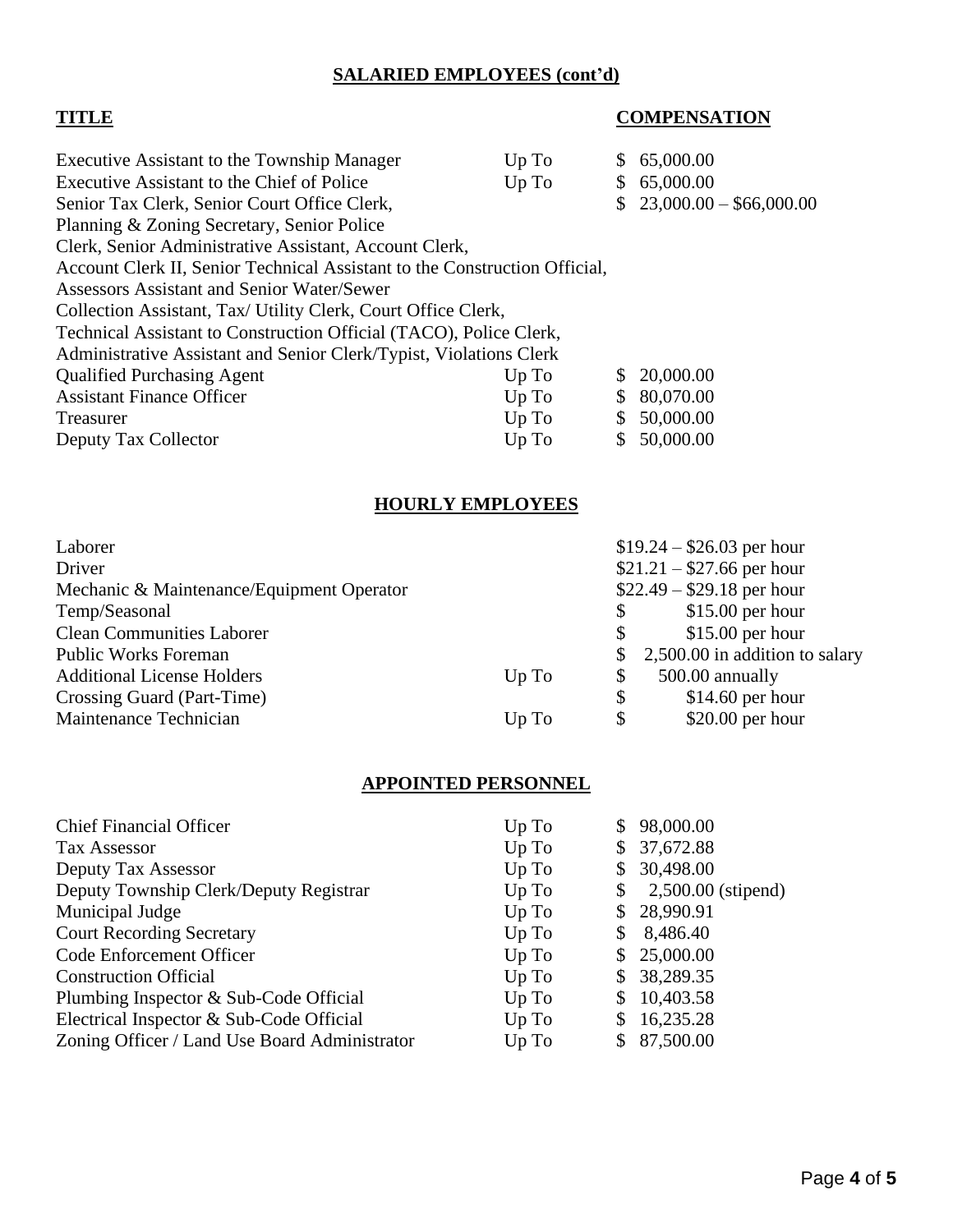## SALARIED EMPLOYEES (cont'd)

| TITLE | | COMPENSATION |
|---|---|---|
| Executive Assistant to the Township Manager | Up To | $ 65,000.00 |
| Executive Assistant to the Chief of Police | Up To | $ 65,000.00 |
| Senior Tax Clerk, Senior Court Office Clerk, Planning & Zoning Secretary, Senior Police Clerk, Senior Administrative Assistant, Account Clerk, Account Clerk II, Senior Technical Assistant to the Construction Official, Assessors Assistant and Senior Water/Sewer Collection Assistant, Tax/ Utility Clerk, Court Office Clerk, Technical Assistant to Construction Official (TACO), Police Clerk, Administrative Assistant and Senior Clerk/Typist, Violations Clerk | | $ 23,000.00 – $66,000.00 |
| Qualified Purchasing Agent | Up To | $ 20,000.00 |
| Assistant Finance Officer | Up To | $ 80,070.00 |
| Treasurer | Up To | $ 50,000.00 |
| Deputy Tax Collector | Up To | $ 50,000.00 |

## HOURLY EMPLOYEES

| | | |
|---|---|---|
| Laborer | | $19.24 – $26.03 per hour |
| Driver | | $21.21 – $27.66 per hour |
| Mechanic & Maintenance/Equipment Operator | | $22.49 – $29.18 per hour |
| Temp/Seasonal | | $ 15.00 per hour |
| Clean Communities Laborer | | $ 15.00 per hour |
| Public Works Foreman | | $ 2,500.00 in addition to salary |
| Additional License Holders | Up To | $ 500.00 annually |
| Crossing Guard (Part-Time) | | $ 14.60 per hour |
| Maintenance Technician | Up To | $ 20.00 per hour |

## APPOINTED PERSONNEL

| | | |
|---|---|---|
| Chief Financial Officer | Up To | $ 98,000.00 |
| Tax Assessor | Up To | $ 37,672.88 |
| Deputy Tax Assessor | Up To | $ 30,498.00 |
| Deputy Township Clerk/Deputy Registrar | Up To | $ 2,500.00 (stipend) |
| Municipal Judge | Up To | $ 28,990.91 |
| Court Recording Secretary | Up To | $ 8,486.40 |
| Code Enforcement Officer | Up To | $ 25,000.00 |
| Construction Official | Up To | $ 38,289.35 |
| Plumbing Inspector & Sub-Code Official | Up To | $ 10,403.58 |
| Electrical Inspector & Sub-Code Official | Up To | $ 16,235.28 |
| Zoning Officer / Land Use Board Administrator | Up To | $ 87,500.00 |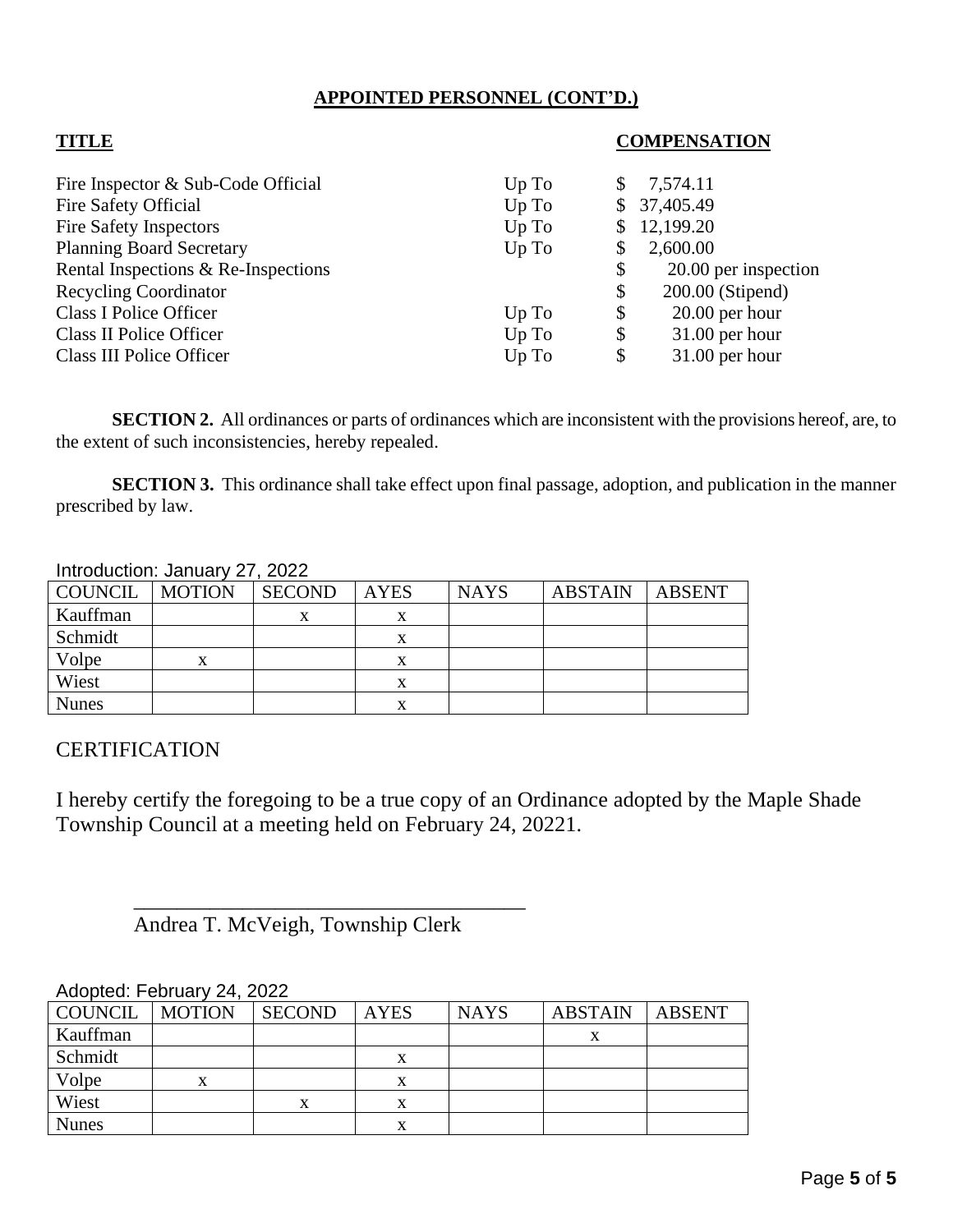**APPOINTED PERSONNEL (CONT'D.)**

| **TITLE** | | **COMPENSATION** |
|---|---|---|
| Fire Inspector & Sub-Code Official | Up To | $ 7,574.11 |
| Fire Safety Official | Up To | $ 37,405.49 |
| Fire Safety Inspectors | Up To | $ 12,199.20 |
| Planning Board Secretary | Up To | $ 2,600.00 |
| Rental Inspections & Re-Inspections | | $ 20.00 per inspection |
| Recycling Coordinator | | $ 200.00 (Stipend) |
| Class I Police Officer | Up To | $ 20.00 per hour |
| Class II Police Officer | Up To | $ 31.00 per hour |
| Class III Police Officer | Up To | $ 31.00 per hour |

**SECTION 2.** All ordinances or parts of ordinances which are inconsistent with the provisions hereof, are, to the extent of such inconsistencies, hereby repealed.

**SECTION 3.** This ordinance shall take effect upon final passage, adoption, and publication in the manner prescribed by law.

Introduction: January 27, 2022

| COUNCIL | MOTION | SECOND | AYES | NAYS | ABSTAIN | ABSENT |
|---|---|---|---|---|---|---|
| Kauffman | | x | x | | | |
| Schmidt | | | x | | | |
| Volpe | x | | x | | | |
| Wiest | | | x | | | |
| Nunes | | | x | | | |

CERTIFICATION

I hereby certify the foregoing to be a true copy of an Ordinance adopted by the Maple Shade Township Council at a meeting held on February 24, 20221.

___________________________________
Andrea T. McVeigh, Township Clerk

Adopted: February 24, 2022

| COUNCIL | MOTION | SECOND | AYES | NAYS | ABSTAIN | ABSENT |
|---|---|---|---|---|---|---|
| Kauffman | | | | | x | |
| Schmidt | | | x | | | |
| Volpe | x | | x | | | |
| Wiest | | x | x | | | |
| Nunes | | | x | | | |